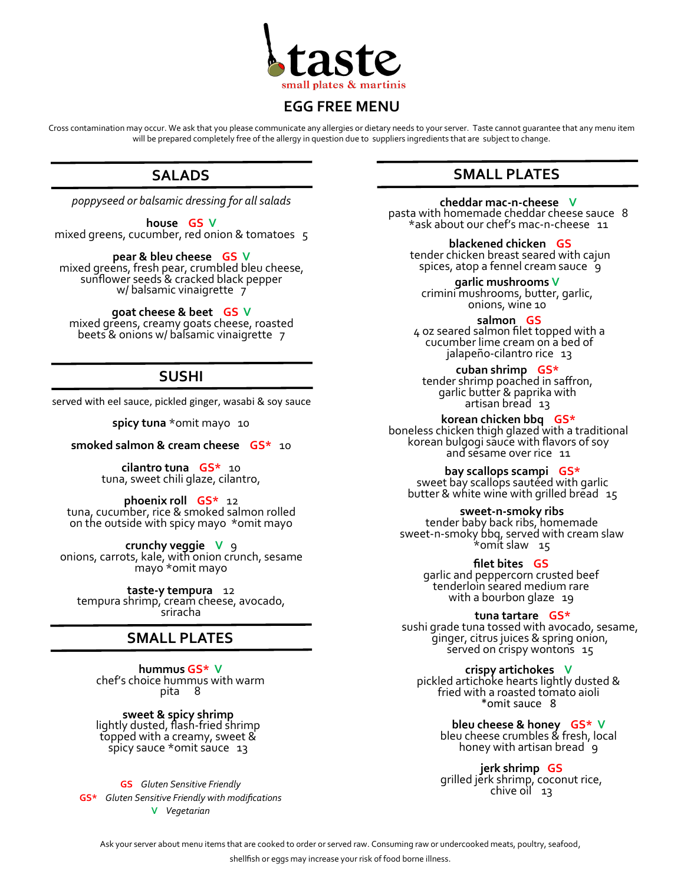# taste

small plates & martinis

## EGG FREE MENU

Cross contamination may occur. We ask that you please communicate any allergies or dietary needs to your server. Taste cannot guarantee that any menu item will be prepared completely free of the allergy in question due to suppliers ingredients that are subject to change.

## SALADS

*poppyseed or balsamic dressing for all salads*

**house** GS V
mixed greens, cucumber, red onion & tomatoes 5

**pear & bleu cheese** GS V
mixed greens, fresh pear, crumbled bleu cheese, sunflower seeds & cracked black pepper w/ balsamic vinaigrette 7

**goat cheese & beet** GS V
mixed greens, creamy goats cheese, roasted beets & onions w/ balsamic vinaigrette 7

## SUSHI

served with eel sauce, pickled ginger, wasabi & soy sauce

**spicy tuna** *omit mayo 10

**smoked salmon & cream cheese** GS* 10

**cilantro tuna** GS* 10
tuna, sweet chili glaze, cilantro,

**phoenix roll** GS* 12
tuna, cucumber, rice & smoked salmon rolled on the outside with spicy mayo *omit mayo

**crunchy veggie** V 9
onions, carrots, kale, with onion crunch, sesame mayo *omit mayo

**taste-y tempura** 12
tempura shrimp, cream cheese, avocado, sriracha

## SMALL PLATES

**hummus** GS* V
chef's choice hummus with warm pita 8

**sweet & spicy shrimp**
lightly dusted, flash-fried shrimp topped with a creamy, sweet & spicy sauce *omit sauce 13

GS *Gluten Sensitive Friendly*
GS* *Gluten Sensitive Friendly with modifications*
V *Vegetarian*

## SMALL PLATES

**cheddar mac-n-cheese** V
pasta with homemade cheddar cheese sauce 8
*ask about our chef's mac-n-cheese 11

**blackened chicken** GS
tender chicken breast seared with cajun spices, atop a fennel cream sauce 9

**garlic mushrooms** V
crimini mushrooms, butter, garlic, onions, wine 10

**salmon** GS
4 oz seared salmon filet topped with a cucumber lime cream on a bed of jalapeño-cilantro rice 13

**cuban shrimp** GS*
tender shrimp poached in saffron, garlic butter & paprika with artisan bread 13

**korean chicken bbq** GS*
boneless chicken thigh glazed with a traditional korean bulgogi sauce with flavors of soy and sesame over rice 11

**bay scallops scampi** GS*
sweet bay scallops sautéed with garlic butter & white wine with grilled bread 15

**sweet-n-smoky ribs**
tender baby back ribs, homemade sweet-n-smoky bbq, served with cream slaw *omit slaw 15

**filet bites** GS
garlic and peppercorn crusted beef tenderloin seared medium rare with a bourbon glaze 19

**tuna tartare** GS*
sushi grade tuna tossed with avocado, sesame, ginger, citrus juices & spring onion, served on crispy wontons 15

**crispy artichokes** V
pickled artichoke hearts lightly dusted & fried with a roasted tomato aioli *omit sauce 8

**bleu cheese & honey** GS* V
bleu cheese crumbles & fresh, local honey with artisan bread 9

**jerk shrimp** GS
grilled jerk shrimp, coconut rice, chive oil 13

Ask your server about menu items that are cooked to order or served raw. Consuming raw or undercooked meats, poultry, seafood, shellfish or eggs may increase your risk of food borne illness.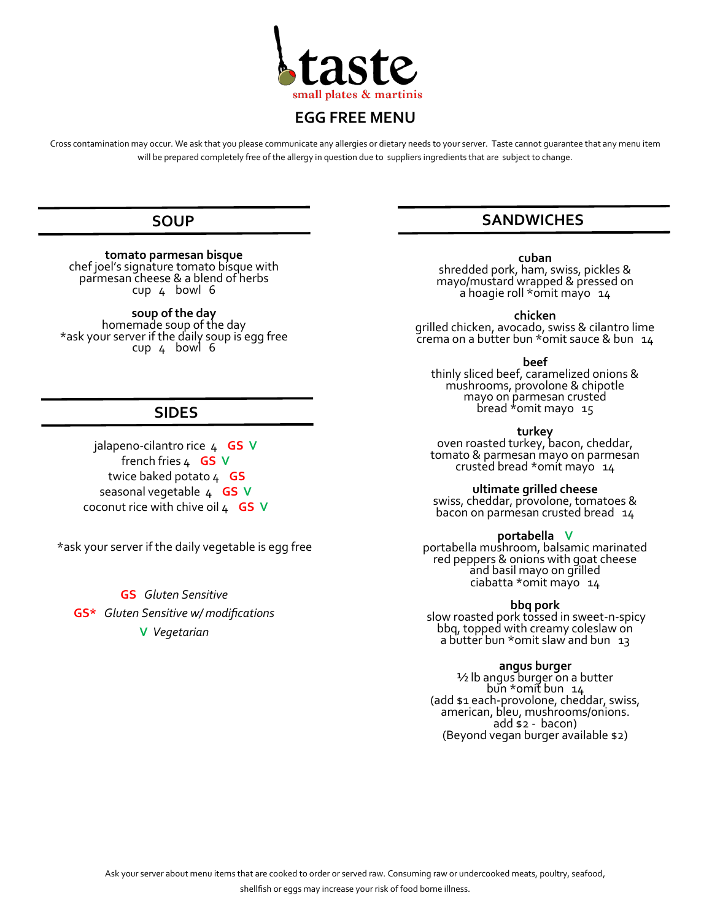taste
small plates & martinis

# EGG FREE MENU

Cross contamination may occur. We ask that you please communicate any allergies or dietary needs to your server. Taste cannot guarantee that any menu item will be prepared completely free of the allergy in question due to suppliers ingredients that are subject to change.

## SOUP

**tomato parmesan bisque**
chef joel's signature tomato bisque with parmesan cheese & a blend of herbs
cup 4 bowl 6

**soup of the day**
homemade soup of the day
*ask your server if the daily soup is egg free
cup 4 bowl 6

## SIDES

jalapeno-cilantro rice 4 GS V
french fries 4 GS V
twice baked potato 4 GS
seasonal vegetable 4 GS V
coconut rice with chive oil 4 GS V

*ask your server if the daily vegetable is egg free

GS *Gluten Sensitive*
GS* *Gluten Sensitive w/ modifications*
V *Vegetarian*

## SANDWICHES

**cuban**
shredded pork, ham, swiss, pickles & mayo/mustard wrapped & pressed on a hoagie roll *omit mayo 14

**chicken**
grilled chicken, avocado, swiss & cilantro lime crema on a butter bun *omit sauce & bun 14

**beef**
thinly sliced beef, caramelized onions & mushrooms, provolone & chipotle mayo on parmesan crusted bread *omit mayo 15

**turkey**
oven roasted turkey, bacon, cheddar, tomato & parmesan mayo on parmesan crusted bread *omit mayo 14

**ultimate grilled cheese**
swiss, cheddar, provolone, tomatoes & bacon on parmesan crusted bread 14

**portabella** V
portabella mushroom, balsamic marinated red peppers & onions with goat cheese and basil mayo on grilled ciabatta *omit mayo 14

**bbq pork**
slow roasted pork tossed in sweet-n-spicy bbq, topped with creamy coleslaw on a butter bun *omit slaw and bun 13

**angus burger**
½ lb angus burger on a butter bun *omit bun 14
(add $1 each-provolone, cheddar, swiss, american, bleu, mushrooms/onions. add $2 - bacon)
(Beyond vegan burger available $2)

Ask your server about menu items that are cooked to order or served raw. Consuming raw or undercooked meats, poultry, seafood, shellfish or eggs may increase your risk of food borne illness.